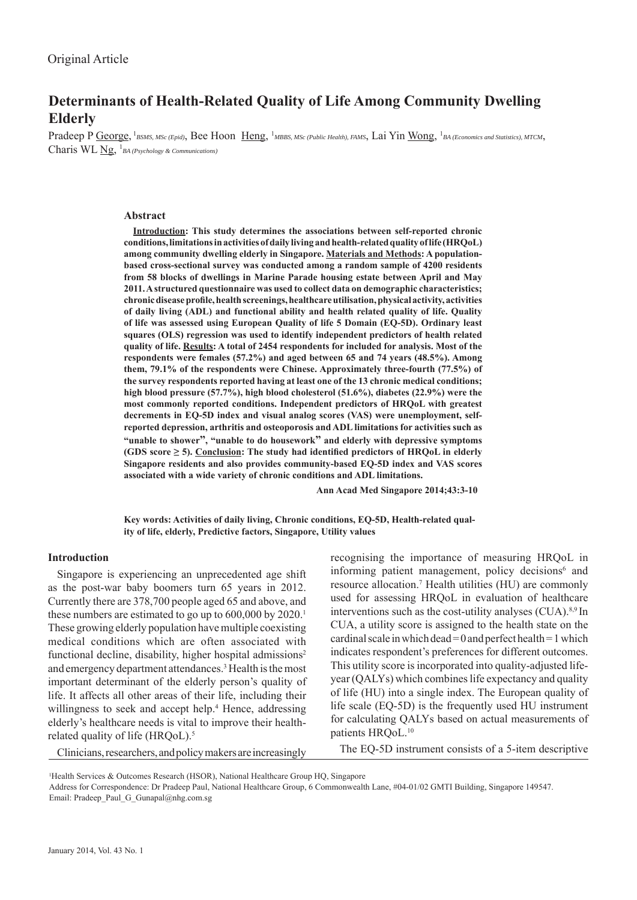Original Article

# Determinants of Health-Related Quality of Life Among Community Dwelling Elderly

Pradeep P George, [1]*BSMS, MSc (Epid)*, Bee Hoon Heng, [1]*MBBS, MSc (Public Health), FAMS*, Lai Yin Wong, [1]*BA (Economics and Statistics), MTCM*, Charis WL Ng, [1]*BA (Psychology & Communications)*

### Abstract

**Introduction: This study determines the associations between self-reported chronic conditions, limitations in activities of daily living and health-related quality of life (HRQoL) among community dwelling elderly in Singapore. Materials and Methods: A population-based cross-sectional survey was conducted among a random sample of 4200 residents from 58 blocks of dwellings in Marine Parade housing estate between April and May 2011. A structured questionnaire was used to collect data on demographic characteristics; chronic disease profile, health screenings, healthcare utilisation, physical activity, activities of daily living (ADL) and functional ability and health related quality of life. Quality of life was assessed using European Quality of life 5 Domain (EQ-5D). Ordinary least squares (OLS) regression was used to identify independent predictors of health related quality of life. Results: A total of 2454 respondents for included for analysis. Most of the respondents were females (57.2%) and aged between 65 and 74 years (48.5%). Among them, 79.1% of the respondents were Chinese. Approximately three-fourth (77.5%) of the survey respondents reported having at least one of the 13 chronic medical conditions; high blood pressure (57.7%), high blood cholesterol (51.6%), diabetes (22.9%) were the most commonly reported conditions. Independent predictors of HRQoL with greatest decrements in EQ-5D index and visual analog scores (VAS) were unemployment, self-reported depression, arthritis and osteoporosis and ADL limitations for activities such as "unable to shower", "unable to do housework" and elderly with depressive symptoms (GDS score ≥ 5). Conclusion: The study had identified predictors of HRQoL in elderly Singapore residents and also provides community-based EQ-5D index and VAS scores associated with a wide variety of chronic conditions and ADL limitations.**

**Ann Acad Med Singapore 2014;43:3-10**

**Key words: Activities of daily living, Chronic conditions, EQ-5D, Health-related quality of life, elderly, Predictive factors, Singapore, Utility values**

## Introduction

Singapore is experiencing an unprecedented age shift as the post-war baby boomers turn 65 years in 2012. Currently there are 378,700 people aged 65 and above, and these numbers are estimated to go up to 600,000 by 2020.[1] These growing elderly population have multiple coexisting medical conditions which are often associated with functional decline, disability, higher hospital admissions[2] and emergency department attendances.[3] Health is the most important determinant of the elderly person's quality of life. It affects all other areas of their life, including their willingness to seek and accept help.[4] Hence, addressing elderly's healthcare needs is vital to improve their health-related quality of life (HRQoL).[5]

Clinicians, researchers, and policy makers are increasingly recognising the importance of measuring HRQoL in informing patient management, policy decisions[6] and resource allocation.[7] Health utilities (HU) are commonly used for assessing HRQoL in evaluation of healthcare interventions such as the cost-utility analyses (CUA).[8,9] In CUA, a utility score is assigned to the health state on the cardinal scale in which dead = 0 and perfect health = 1 which indicates respondent's preferences for different outcomes. This utility score is incorporated into quality-adjusted life-year (QALYs) which combines life expectancy and quality of life (HU) into a single index. The European quality of life scale (EQ-5D) is the frequently used HU instrument for calculating QALYs based on actual measurements of patients HRQoL.[10]

The EQ-5D instrument consists of a 5-item descriptive

[1]Health Services & Outcomes Research (HSOR), National Healthcare Group HQ, Singapore
Address for Correspondence: Dr Pradeep Paul, National Healthcare Group, 6 Commonwealth Lane, #04-01/02 GMTI Building, Singapore 149547.
Email: Pradeep_Paul_G_Gunapal@nhg.com.sg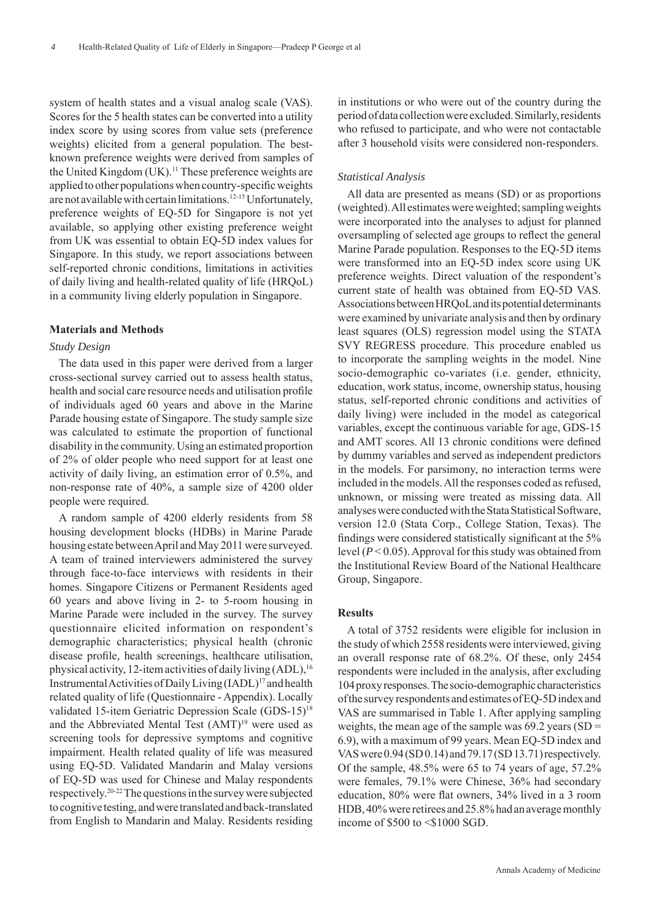system of health states and a visual analog scale (VAS). Scores for the 5 health states can be converted into a utility index score by using scores from value sets (preference weights) elicited from a general population. The best-known preference weights were derived from samples of the United Kingdom (UK).[11] These preference weights are applied to other populations when country-specific weights are not available with certain limitations.[12-15] Unfortunately, preference weights of EQ-5D for Singapore is not yet available, so applying other existing preference weight from UK was essential to obtain EQ-5D index values for Singapore. In this study, we report associations between self-reported chronic conditions, limitations in activities of daily living and health-related quality of life (HRQoL) in a community living elderly population in Singapore.

## Materials and Methods

### *Study Design*

The data used in this paper were derived from a larger cross-sectional survey carried out to assess health status, health and social care resource needs and utilisation profile of individuals aged 60 years and above in the Marine Parade housing estate of Singapore. The study sample size was calculated to estimate the proportion of functional disability in the community. Using an estimated proportion of 2% of older people who need support for at least one activity of daily living, an estimation error of 0.5%, and non-response rate of 40%, a sample size of 4200 older people were required.

A random sample of 4200 elderly residents from 58 housing development blocks (HDBs) in Marine Parade housing estate between April and May 2011 were surveyed. A team of trained interviewers administered the survey through face-to-face interviews with residents in their homes. Singapore Citizens or Permanent Residents aged 60 years and above living in 2- to 5-room housing in Marine Parade were included in the survey. The survey questionnaire elicited information on respondent's demographic characteristics; physical health (chronic disease profile, health screenings, healthcare utilisation, physical activity, 12-item activities of daily living (ADL),[16] Instrumental Activities of Daily Living (IADL)[17] and health related quality of life (Questionnaire - Appendix). Locally validated 15-item Geriatric Depression Scale (GDS-15)[18] and the Abbreviated Mental Test (AMT)[19] were used as screening tools for depressive symptoms and cognitive impairment. Health related quality of life was measured using EQ-5D. Validated Mandarin and Malay versions of EQ-5D was used for Chinese and Malay respondents respectively.[20-22] The questions in the survey were subjected to cognitive testing, and were translated and back-translated from English to Mandarin and Malay. Residents residing in institutions or who were out of the country during the period of data collection were excluded. Similarly, residents who refused to participate, and who were not contactable after 3 household visits were considered non-responders.

### *Statistical Analysis*

All data are presented as means (SD) or as proportions (weighted). All estimates were weighted; sampling weights were incorporated into the analyses to adjust for planned oversampling of selected age groups to reflect the general Marine Parade population. Responses to the EQ-5D items were transformed into an EQ-5D index score using UK preference weights. Direct valuation of the respondent's current state of health was obtained from EQ-5D VAS. Associations between HRQoL and its potential determinants were examined by univariate analysis and then by ordinary least squares (OLS) regression model using the STATA SVY REGRESS procedure. This procedure enabled us to incorporate the sampling weights in the model. Nine socio-demographic co-variates (i.e. gender, ethnicity, education, work status, income, ownership status, housing status, self-reported chronic conditions and activities of daily living) were included in the model as categorical variables, except the continuous variable for age, GDS-15 and AMT scores. All 13 chronic conditions were defined by dummy variables and served as independent predictors in the models. For parsimony, no interaction terms were included in the models. All the responses coded as refused, unknown, or missing were treated as missing data. All analyses were conducted with the Stata Statistical Software, version 12.0 (Stata Corp., College Station, Texas). The findings were considered statistically significant at the 5% level ($P < 0.05$). Approval for this study was obtained from the Institutional Review Board of the National Healthcare Group, Singapore.

## Results

A total of 3752 residents were eligible for inclusion in the study of which 2558 residents were interviewed, giving an overall response rate of 68.2%. Of these, only 2454 respondents were included in the analysis, after excluding 104 proxy responses. The socio-demographic characteristics of the survey respondents and estimates of EQ-5D index and VAS are summarised in Table 1. After applying sampling weights, the mean age of the sample was 69.2 years (SD = 6.9), with a maximum of 99 years. Mean EQ-5D index and VAS were 0.94 (SD 0.14) and 79.17 (SD 13.71) respectively. Of the sample, 48.5% were 65 to 74 years of age, 57.2% were females, 79.1% were Chinese, 36% had secondary education, 80% were flat owners, 34% lived in a 3 room HDB, 40% were retirees and 25.8% had an average monthly income of \$500 to <\$1000 SGD.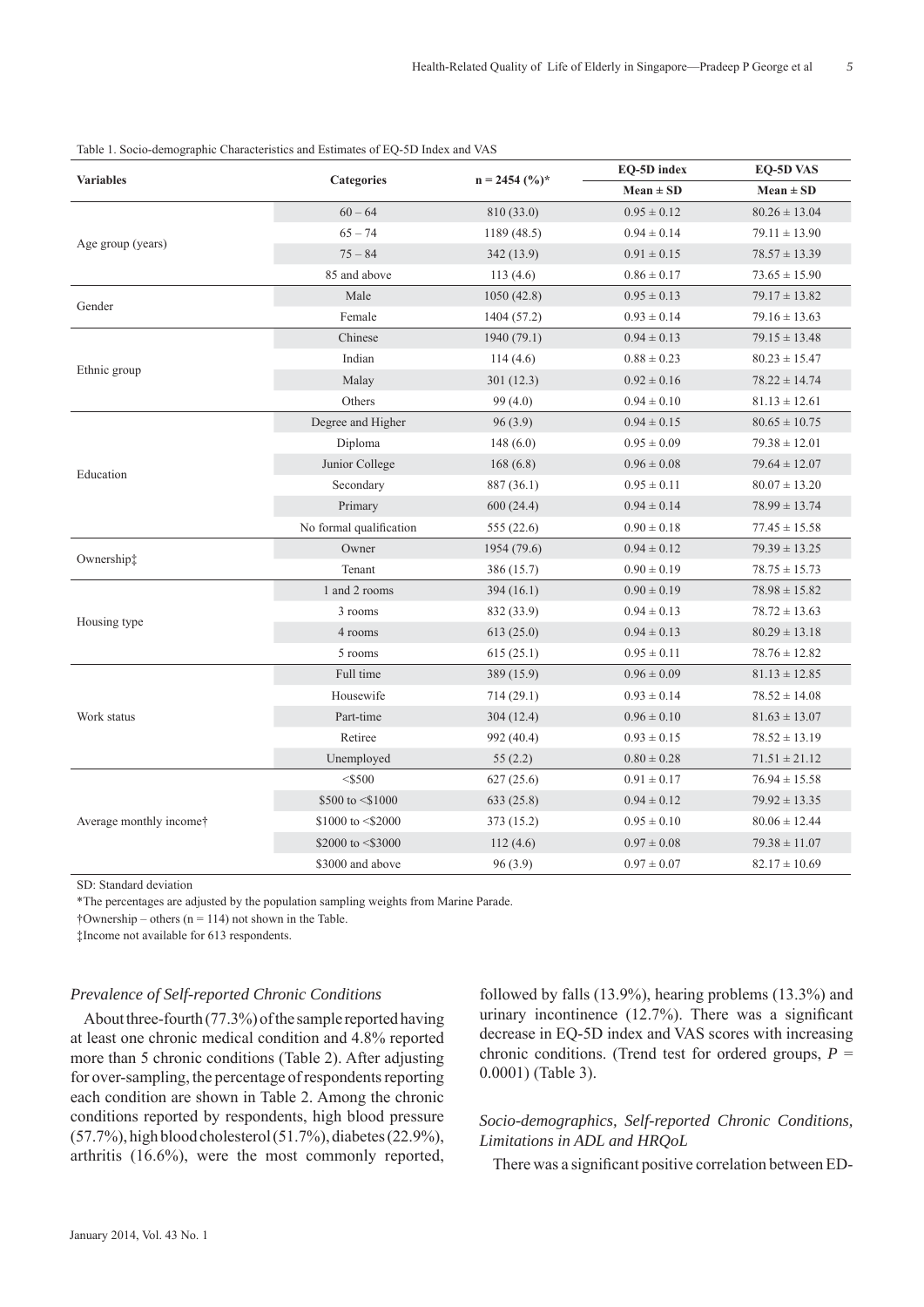Table 1. Socio-demographic Characteristics and Estimates of EQ-5D Index and VAS

| Variables | Categories | n = 2454 (%)* | EQ-5D index | EQ-5D VAS |
|---|---|---|---|---|
| | | | Mean ± SD | Mean ± SD |
| Age group (years) | 60 – 64 | 810 (33.0) | 0.95 ± 0.12 | 80.26 ± 13.04 |
| | 65 – 74 | 1189 (48.5) | 0.94 ± 0.14 | 79.11 ± 13.90 |
| | 75 – 84 | 342 (13.9) | 0.91 ± 0.15 | 78.57 ± 13.39 |
| | 85 and above | 113 (4.6) | 0.86 ± 0.17 | 73.65 ± 15.90 |
| Gender | Male | 1050 (42.8) | 0.95 ± 0.13 | 79.17 ± 13.82 |
| | Female | 1404 (57.2) | 0.93 ± 0.14 | 79.16 ± 13.63 |
| Ethnic group | Chinese | 1940 (79.1) | 0.94 ± 0.13 | 79.15 ± 13.48 |
| | Indian | 114 (4.6) | 0.88 ± 0.23 | 80.23 ± 15.47 |
| | Malay | 301 (12.3) | 0.92 ± 0.16 | 78.22 ± 14.74 |
| | Others | 99 (4.0) | 0.94 ± 0.10 | 81.13 ± 12.61 |
| Education | Degree and Higher | 96 (3.9) | 0.94 ± 0.15 | 80.65 ± 10.75 |
| | Diploma | 148 (6.0) | 0.95 ± 0.09 | 79.38 ± 12.01 |
| | Junior College | 168 (6.8) | 0.96 ± 0.08 | 79.64 ± 12.07 |
| | Secondary | 887 (36.1) | 0.95 ± 0.11 | 80.07 ± 13.20 |
| | Primary | 600 (24.4) | 0.94 ± 0.14 | 78.99 ± 13.74 |
| | No formal qualification | 555 (22.6) | 0.90 ± 0.18 | 77.45 ± 15.58 |
| Ownership‡ | Owner | 1954 (79.6) | 0.94 ± 0.12 | 79.39 ± 13.25 |
| | Tenant | 386 (15.7) | 0.90 ± 0.19 | 78.75 ± 15.73 |
| Housing type | 1 and 2 rooms | 394 (16.1) | 0.90 ± 0.19 | 78.98 ± 15.82 |
| | 3 rooms | 832 (33.9) | 0.94 ± 0.13 | 78.72 ± 13.63 |
| | 4 rooms | 613 (25.0) | 0.94 ± 0.13 | 80.29 ± 13.18 |
| | 5 rooms | 615 (25.1) | 0.95 ± 0.11 | 78.76 ± 12.82 |
| Work status | Full time | 389 (15.9) | 0.96 ± 0.09 | 81.13 ± 12.85 |
| | Housewife | 714 (29.1) | 0.93 ± 0.14 | 78.52 ± 14.08 |
| | Part-time | 304 (12.4) | 0.96 ± 0.10 | 81.63 ± 13.07 |
| | Retiree | 992 (40.4) | 0.93 ± 0.15 | 78.52 ± 13.19 |
| | Unemployed | 55 (2.2) | 0.80 ± 0.28 | 71.51 ± 21.12 |
| Average monthly income† | <$500 | 627 (25.6) | 0.91 ± 0.17 | 76.94 ± 15.58 |
| | $500 to <$1000 | 633 (25.8) | 0.94 ± 0.12 | 79.92 ± 13.35 |
| | $1000 to <$2000 | 373 (15.2) | 0.95 ± 0.10 | 80.06 ± 12.44 |
| | $2000 to <$3000 | 112 (4.6) | 0.97 ± 0.08 | 79.38 ± 11.07 |
| | $3000 and above | 96 (3.9) | 0.97 ± 0.07 | 82.17 ± 10.69 |

SD: Standard deviation

*The percentages are adjusted by the population sampling weights from Marine Parade.

†Ownership – others (n = 114) not shown in the Table.

‡Income not available for 613 respondents.

### *Prevalence of Self-reported Chronic Conditions*

About three-fourth (77.3%) of the sample reported having at least one chronic medical condition and 4.8% reported more than 5 chronic conditions (Table 2). After adjusting for over-sampling, the percentage of respondents reporting each condition are shown in Table 2. Among the chronic conditions reported by respondents, high blood pressure (57.7%), high blood cholesterol (51.7%), diabetes (22.9%), arthritis (16.6%), were the most commonly reported, followed by falls (13.9%), hearing problems (13.3%) and urinary incontinence (12.7%). There was a significant decrease in EQ-5D index and VAS scores with increasing chronic conditions. (Trend test for ordered groups, $P$ = 0.0001) (Table 3).

### *Socio-demographics, Self-reported Chronic Conditions, Limitations in ADL and HRQoL*

There was a significant positive correlation between ED-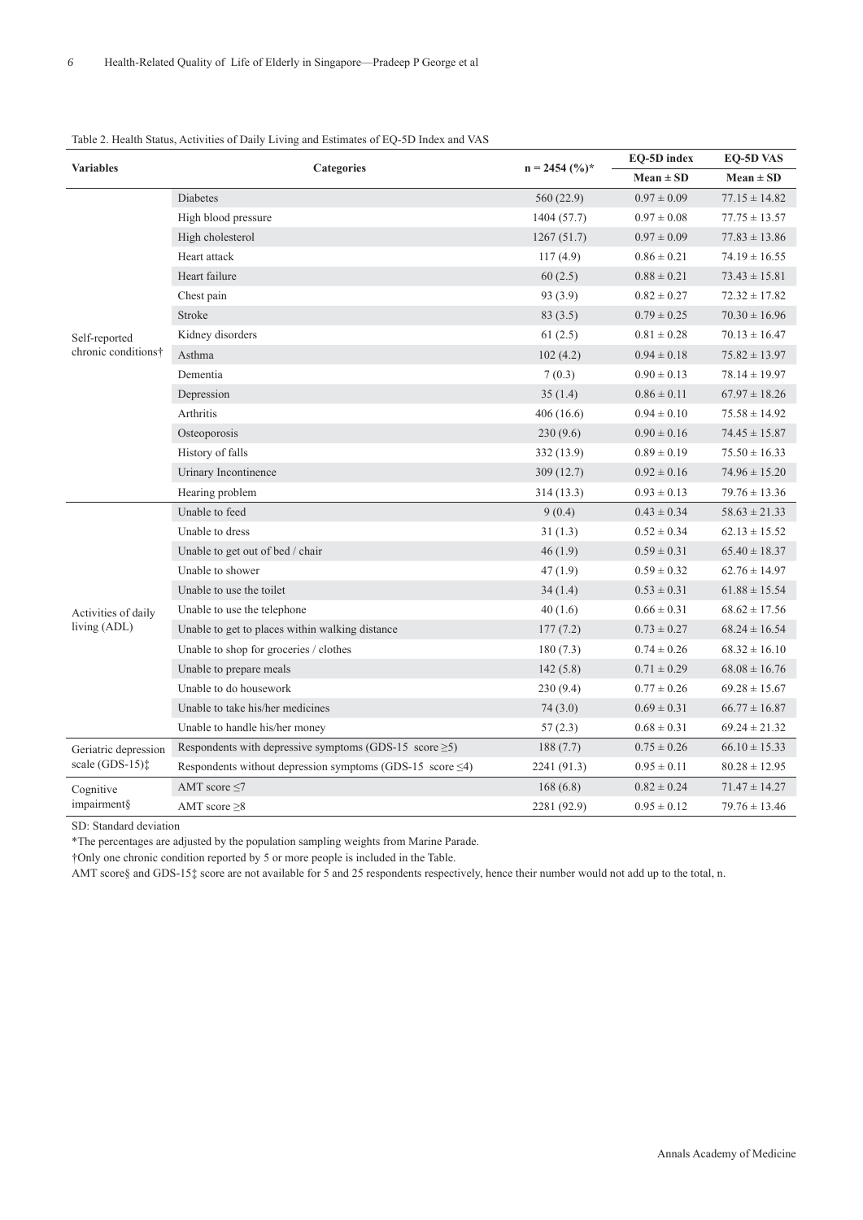Table 2. Health Status, Activities of Daily Living and Estimates of EQ-5D Index and VAS

| Variables | Categories | n = 2454 (%)* | EQ-5D index | EQ-5D VAS |
|---|---|---|---|---|
| | | | Mean ± SD | Mean ± SD |
| Self-reported chronic conditions† | Diabetes | 560 (22.9) | 0.97 ± 0.09 | 77.15 ± 14.82 |
| | High blood pressure | 1404 (57.7) | 0.97 ± 0.08 | 77.75 ± 13.57 |
| | High cholesterol | 1267 (51.7) | 0.97 ± 0.09 | 77.83 ± 13.86 |
| | Heart attack | 117 (4.9) | 0.86 ± 0.21 | 74.19 ± 16.55 |
| | Heart failure | 60 (2.5) | 0.88 ± 0.21 | 73.43 ± 15.81 |
| | Chest pain | 93 (3.9) | 0.82 ± 0.27 | 72.32 ± 17.82 |
| | Stroke | 83 (3.5) | 0.79 ± 0.25 | 70.30 ± 16.96 |
| | Kidney disorders | 61 (2.5) | 0.81 ± 0.28 | 70.13 ± 16.47 |
| | Asthma | 102 (4.2) | 0.94 ± 0.18 | 75.82 ± 13.97 |
| | Dementia | 7 (0.3) | 0.90 ± 0.13 | 78.14 ± 19.97 |
| | Depression | 35 (1.4) | 0.86 ± 0.11 | 67.97 ± 18.26 |
| | Arthritis | 406 (16.6) | 0.94 ± 0.10 | 75.58 ± 14.92 |
| | Osteoporosis | 230 (9.6) | 0.90 ± 0.16 | 74.45 ± 15.87 |
| | History of falls | 332 (13.9) | 0.89 ± 0.19 | 75.50 ± 16.33 |
| | Urinary Incontinence | 309 (12.7) | 0.92 ± 0.16 | 74.96 ± 15.20 |
| | Hearing problem | 314 (13.3) | 0.93 ± 0.13 | 79.76 ± 13.36 |
| Activities of daily living (ADL) | Unable to feed | 9 (0.4) | 0.43 ± 0.34 | 58.63 ± 21.33 |
| | Unable to dress | 31 (1.3) | 0.52 ± 0.34 | 62.13 ± 15.52 |
| | Unable to get out of bed / chair | 46 (1.9) | 0.59 ± 0.31 | 65.40 ± 18.37 |
| | Unable to shower | 47 (1.9) | 0.59 ± 0.32 | 62.76 ± 14.97 |
| | Unable to use the toilet | 34 (1.4) | 0.53 ± 0.31 | 61.88 ± 15.54 |
| | Unable to use the telephone | 40 (1.6) | 0.66 ± 0.31 | 68.62 ± 17.56 |
| | Unable to get to places within walking distance | 177 (7.2) | 0.73 ± 0.27 | 68.24 ± 16.54 |
| | Unable to shop for groceries / clothes | 180 (7.3) | 0.74 ± 0.26 | 68.32 ± 16.10 |
| | Unable to prepare meals | 142 (5.8) | 0.71 ± 0.29 | 68.08 ± 16.76 |
| | Unable to do housework | 230 (9.4) | 0.77 ± 0.26 | 69.28 ± 15.67 |
| | Unable to take his/her medicines | 74 (3.0) | 0.69 ± 0.31 | 66.77 ± 16.87 |
| | Unable to handle his/her money | 57 (2.3) | 0.68 ± 0.31 | 69.24 ± 21.32 |
| Geriatric depression scale (GDS-15)‡ | Respondents with depressive symptoms (GDS-15 score ≥5) | 188 (7.7) | 0.75 ± 0.26 | 66.10 ± 15.33 |
| | Respondents without depression symptoms (GDS-15 score ≤4) | 2241 (91.3) | 0.95 ± 0.11 | 80.28 ± 12.95 |
| Cognitive impairment§ | AMT score ≤7 | 168 (6.8) | 0.82 ± 0.24 | 71.47 ± 14.27 |
| | AMT score ≥8 | 2281 (92.9) | 0.95 ± 0.12 | 79.76 ± 13.46 |

SD: Standard deviation

*The percentages are adjusted by the population sampling weights from Marine Parade.

†Only one chronic condition reported by 5 or more people is included in the Table.

AMT score§ and GDS-15‡ score are not available for 5 and 25 respondents respectively, hence their number would not add up to the total, n.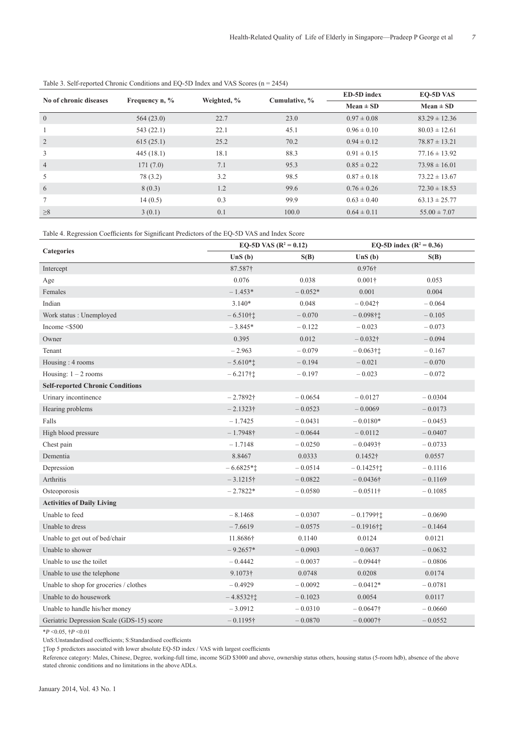Table 3. Self-reported Chronic Conditions and EQ-5D Index and VAS Scores (n = 2454)

| No of chronic diseases | Frequency n, % | Weighted, % | Cumulative, % | ED-5D index | EQ-5D VAS |
|---|---|---|---|---|---|
| | | | | Mean ± SD | Mean ± SD |
| 0 | 564 (23.0) | 22.7 | 23.0 | 0.97 ± 0.08 | 83.29 ± 12.36 |
| 1 | 543 (22.1) | 22.1 | 45.1 | 0.96 ± 0.10 | 80.03 ± 12.61 |
| 2 | 615 (25.1) | 25.2 | 70.2 | 0.94 ± 0.12 | 78.87 ± 13.21 |
| 3 | 445 (18.1) | 18.1 | 88.3 | 0.91 ± 0.15 | 77.16 ± 13.92 |
| 4 | 171 (7.0) | 7.1 | 95.3 | 0.85 ± 0.22 | 73.98 ± 16.01 |
| 5 | 78 (3.2) | 3.2 | 98.5 | 0.87 ± 0.18 | 73.22 ± 13.67 |
| 6 | 8 (0.3) | 1.2 | 99.6 | 0.76 ± 0.26 | 72.30 ± 18.53 |
| 7 | 14 (0.5) | 0.3 | 99.9 | 0.63 ± 0.40 | 63.13 ± 25.77 |
| ≥8 | 3 (0.1) | 0.1 | 100.0 | 0.64 ± 0.11 | 55.00 ± 7.07 |

Table 4. Regression Coefficients for Significant Predictors of the EQ-5D VAS and Index Score

| Categories | EQ-5D VAS ($R^2$ = 0.12) | | EQ-5D index ($R^2$ = 0.36) | |
|---|---|---|---|---|
| | UnS (b) | S(B) | UnS (b) | S(B) |
| Intercept | 87.587† | | 0.976† | |
| Age | 0.076 | 0.038 | 0.001† | 0.053 |
| Females | – 1.453* | – 0.052* | 0.001 | 0.004 |
| Indian | 3.140* | 0.048 | – 0.042† | – 0.064 |
| Work status : Unemployed | – 6.510†‡ | – 0.070 | – 0.098†‡ | – 0.105 |
| Income <$500 | – 3.845* | – 0.122 | – 0.023 | – 0.073 |
| Owner | 0.395 | 0.012 | – 0.032† | – 0.094 |
| Tenant | – 2.963 | – 0.079 | – 0.063†‡ | – 0.167 |
| Housing : 4 rooms | – 5.610*‡ | – 0.194 | – 0.021 | – 0.070 |
| Housing: 1 – 2 rooms | – 6.217†‡ | – 0.197 | – 0.023 | – 0.072 |
| **Self-reported Chronic Conditions** | | | | |
| Urinary incontinence | – 2.7892† | – 0.0654 | – 0.0127 | – 0.0304 |
| Hearing problems | – 2.1323† | – 0.0523 | – 0.0069 | – 0.0173 |
| Falls | – 1.7425 | – 0.0431 | – 0.0180* | – 0.0453 |
| High blood pressure | – 1.7948† | – 0.0644 | – 0.0112 | – 0.0407 |
| Chest pain | – 1.7148 | – 0.0250 | – 0.0493† | – 0.0733 |
| Dementia | 8.8467 | 0.0333 | 0.1452† | 0.0557 |
| Depression | – 6.6825*‡ | – 0.0514 | – 0.1425†‡ | – 0.1116 |
| Arthritis | – 3.1215† | – 0.0822 | – 0.0436† | – 0.1169 |
| Osteoporosis | – 2.7822* | – 0.0580 | – 0.0511† | – 0.1085 |
| **Activities of Daily Living** | | | | |
| Unable to feed | – 8.1468 | – 0.0307 | – 0.1799†‡ | – 0.0690 |
| Unable to dress | – 7.6619 | – 0.0575 | – 0.1916†‡ | – 0.1464 |
| Unable to get out of bed/chair | 11.8686† | 0.1140 | 0.0124 | 0.0121 |
| Unable to shower | – 9.2657* | – 0.0903 | – 0.0637 | – 0.0632 |
| Unable to use the toilet | – 0.4442 | – 0.0037 | – 0.0944† | – 0.0806 |
| Unable to use the telephone | 9.1073† | 0.0748 | 0.0208 | 0.0174 |
| Unable to shop for groceries / clothes | – 0.4929 | – 0.0092 | – 0.0412* | – 0.0781 |
| Unable to do housework | – 4.8532†‡ | – 0.1023 | 0.0054 | 0.0117 |
| Unable to handle his/her money | – 3.0912 | – 0.0310 | – 0.0647† | – 0.0660 |
| Geriatric Depression Scale (GDS-15) score | – 0.1195† | – 0.0870 | – 0.0007† | – 0.0552 |

*$P$ <0.05, †$P$ <0.01

UnS:Unstandardised coefficients; S:Standardised coefficients

‡Top 5 predictors associated with lower absolute EQ-5D index / VAS with largest coefficients

Reference category: Males, Chinese, Degree, working-full time, income SGD $3000 and above, ownership status others, housing status (5-room hdb), absence of the above stated chronic conditions and no limitations in the above ADLs.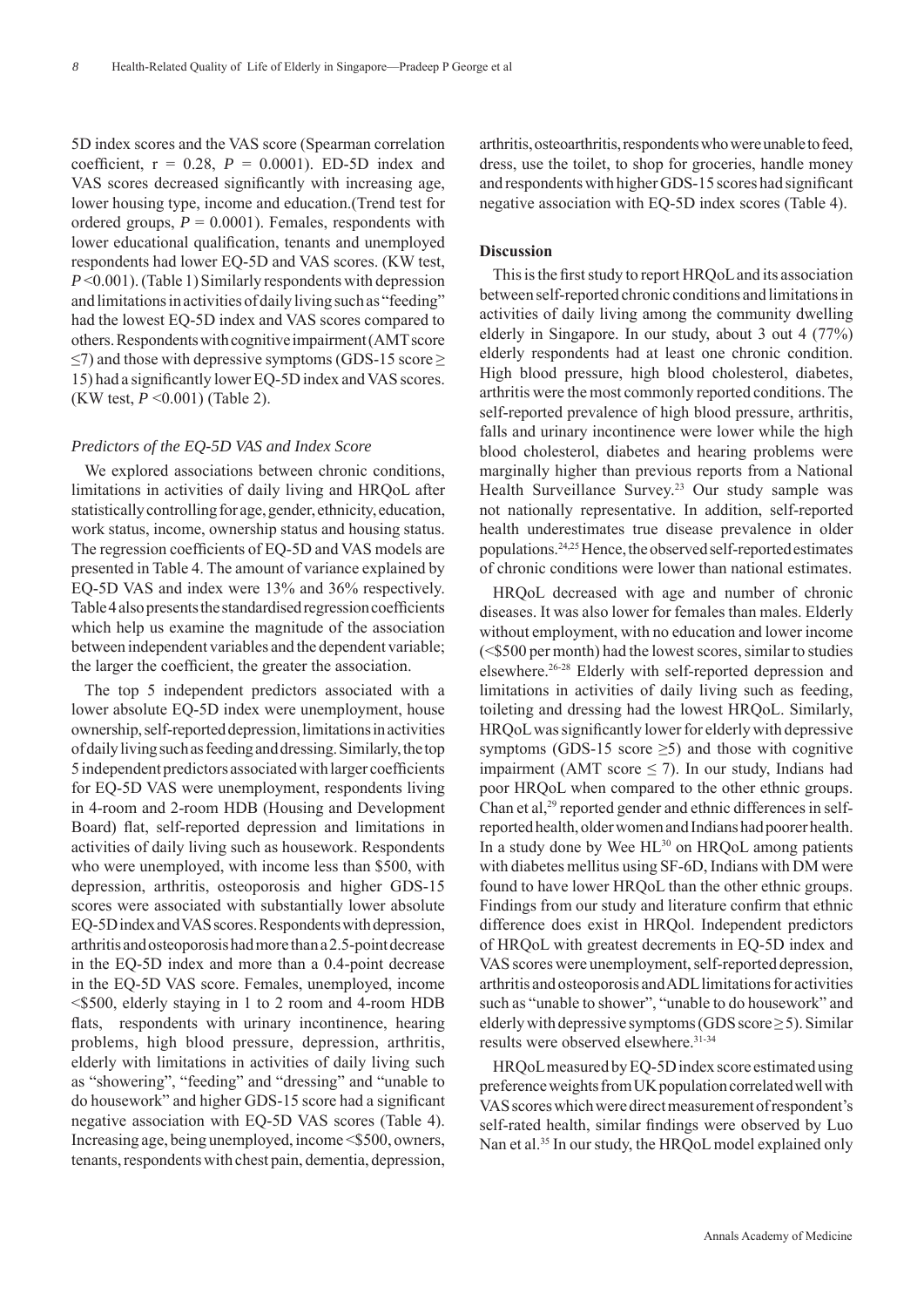5D index scores and the VAS score (Spearman correlation coefficient, r = 0.28, $P$ = 0.0001). ED-5D index and VAS scores decreased significantly with increasing age, lower housing type, income and education.(Trend test for ordered groups, $P$ = 0.0001). Females, respondents with lower educational qualification, tenants and unemployed respondents had lower EQ-5D and VAS scores. (KW test, $P$ <0.001). (Table 1) Similarly respondents with depression and limitations in activities of daily living such as "feeding" had the lowest EQ-5D index and VAS scores compared to others. Respondents with cognitive impairment (AMT score ≤7) and those with depressive symptoms (GDS-15 score ≥ 15) had a significantly lower EQ-5D index and VAS scores. (KW test, $P$ <0.001) (Table 2).

### *Predictors of the EQ-5D VAS and Index Score*

We explored associations between chronic conditions, limitations in activities of daily living and HRQoL after statistically controlling for age, gender, ethnicity, education, work status, income, ownership status and housing status. The regression coefficients of EQ-5D and VAS models are presented in Table 4. The amount of variance explained by EQ-5D VAS and index were 13% and 36% respectively. Table 4 also presents the standardised regression coefficients which help us examine the magnitude of the association between independent variables and the dependent variable; the larger the coefficient, the greater the association.

The top 5 independent predictors associated with a lower absolute EQ-5D index were unemployment, house ownership, self-reported depression, limitations in activities of daily living such as feeding and dressing. Similarly, the top 5 independent predictors associated with larger coefficients for EQ-5D VAS were unemployment, respondents living in 4-room and 2-room HDB (Housing and Development Board) flat, self-reported depression and limitations in activities of daily living such as housework. Respondents who were unemployed, with income less than \$500, with depression, arthritis, osteoporosis and higher GDS-15 scores were associated with substantially lower absolute EQ-5D index and VAS scores. Respondents with depression, arthritis and osteoporosis had more than a 2.5-point decrease in the EQ-5D index and more than a 0.4-point decrease in the EQ-5D VAS score. Females, unemployed, income <\$500, elderly staying in 1 to 2 room and 4-room HDB flats, respondents with urinary incontinence, hearing problems, high blood pressure, depression, arthritis, elderly with limitations in activities of daily living such as "showering", "feeding" and "dressing" and "unable to do housework" and higher GDS-15 score had a significant negative association with EQ-5D VAS scores (Table 4). Increasing age, being unemployed, income <\$500, owners, tenants, respondents with chest pain, dementia, depression, arthritis, osteoarthritis, respondents who were unable to feed, dress, use the toilet, to shop for groceries, handle money and respondents with higher GDS-15 scores had significant negative association with EQ-5D index scores (Table 4).

## Discussion

This is the first study to report HRQoL and its association between self-reported chronic conditions and limitations in activities of daily living among the community dwelling elderly in Singapore. In our study, about 3 out 4 (77%) elderly respondents had at least one chronic condition. High blood pressure, high blood cholesterol, diabetes, arthritis were the most commonly reported conditions. The self-reported prevalence of high blood pressure, arthritis, falls and urinary incontinence were lower while the high blood cholesterol, diabetes and hearing problems were marginally higher than previous reports from a National Health Surveillance Survey.[23] Our study sample was not nationally representative. In addition, self-reported health underestimates true disease prevalence in older populations.[24,25] Hence, the observed self-reported estimates of chronic conditions were lower than national estimates.

HRQoL decreased with age and number of chronic diseases. It was also lower for females than males. Elderly without employment, with no education and lower income (<\$500 per month) had the lowest scores, similar to studies elsewhere.[26-28] Elderly with self-reported depression and limitations in activities of daily living such as feeding, toileting and dressing had the lowest HRQoL. Similarly, HRQoL was significantly lower for elderly with depressive symptoms (GDS-15 score ≥5) and those with cognitive impairment (AMT score ≤ 7). In our study, Indians had poor HRQoL when compared to the other ethnic groups. Chan et al,[29] reported gender and ethnic differences in self-reported health, older women and Indians had poorer health. In a study done by Wee HL[30] on HRQoL among patients with diabetes mellitus using SF-6D, Indians with DM were found to have lower HRQoL than the other ethnic groups. Findings from our study and literature confirm that ethnic difference does exist in HRQol. Independent predictors of HRQoL with greatest decrements in EQ-5D index and VAS scores were unemployment, self-reported depression, arthritis and osteoporosis and ADL limitations for activities such as "unable to shower", "unable to do housework" and elderly with depressive symptoms (GDS score ≥ 5). Similar results were observed elsewhere.[31-34]

HRQoL measured by EQ-5D index score estimated using preference weights from UK population correlated well with VAS scores which were direct measurement of respondent's self-rated health, similar findings were observed by Luo Nan et al.[35] In our study, the HRQoL model explained only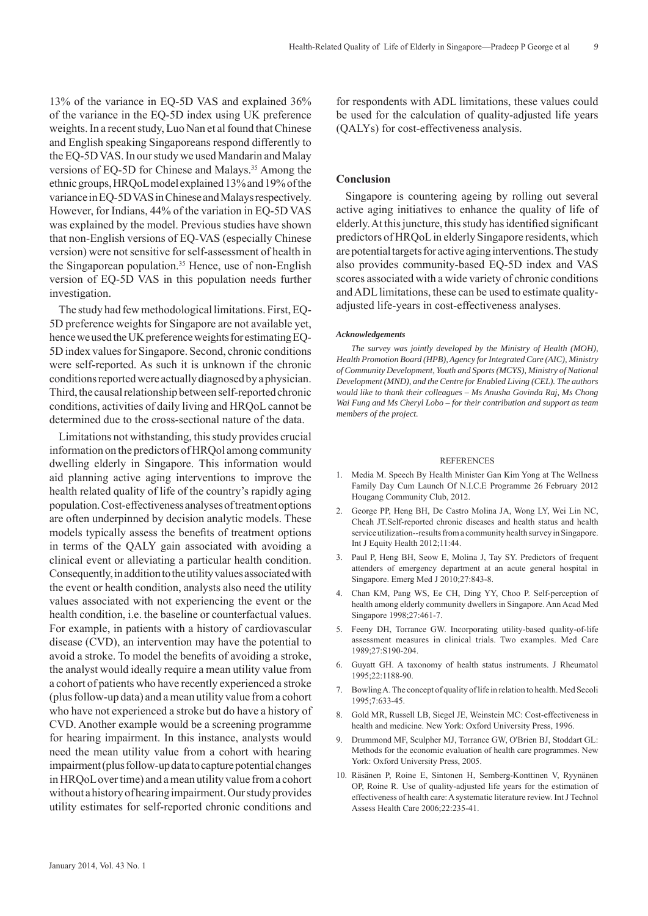13% of the variance in EQ-5D VAS and explained 36% of the variance in the EQ-5D index using UK preference weights. In a recent study, Luo Nan et al found that Chinese and English speaking Singaporeans respond differently to the EQ-5D VAS. In our study we used Mandarin and Malay versions of EQ-5D for Chinese and Malays.[35] Among the ethnic groups, HRQoL model explained 13% and 19% of the variance in EQ-5D VAS in Chinese and Malays respectively. However, for Indians, 44% of the variation in EQ-5D VAS was explained by the model. Previous studies have shown that non-English versions of EQ-VAS (especially Chinese version) were not sensitive for self-assessment of health in the Singaporean population.[35] Hence, use of non-English version of EQ-5D VAS in this population needs further investigation.

The study had few methodological limitations. First, EQ-5D preference weights for Singapore are not available yet, hence we used the UK preference weights for estimating EQ-5D index values for Singapore. Second, chronic conditions were self-reported. As such it is unknown if the chronic conditions reported were actually diagnosed by a physician. Third, the causal relationship between self-reported chronic conditions, activities of daily living and HRQoL cannot be determined due to the cross-sectional nature of the data.

Limitations not withstanding, this study provides crucial information on the predictors of HRQol among community dwelling elderly in Singapore. This information would aid planning active aging interventions to improve the health related quality of life of the country's rapidly aging population. Cost-effectiveness analyses of treatment options are often underpinned by decision analytic models. These models typically assess the benefits of treatment options in terms of the QALY gain associated with avoiding a clinical event or alleviating a particular health condition. Consequently, in addition to the utility values associated with the event or health condition, analysts also need the utility values associated with not experiencing the event or the health condition, i.e. the baseline or counterfactual values. For example, in patients with a history of cardiovascular disease (CVD), an intervention may have the potential to avoid a stroke. To model the benefits of avoiding a stroke, the analyst would ideally require a mean utility value from a cohort of patients who have recently experienced a stroke (plus follow-up data) and a mean utility value from a cohort who have not experienced a stroke but do have a history of CVD. Another example would be a screening programme for hearing impairment. In this instance, analysts would need the mean utility value from a cohort with hearing impairment (plus follow-up data to capture potential changes in HRQoL over time) and a mean utility value from a cohort without a history of hearing impairment. Our study provides utility estimates for self-reported chronic conditions and for respondents with ADL limitations, these values could be used for the calculation of quality-adjusted life years (QALYs) for cost-effectiveness analysis.

## Conclusion

Singapore is countering ageing by rolling out several active aging initiatives to enhance the quality of life of elderly. At this juncture, this study has identified significant predictors of HRQoL in elderly Singapore residents, which are potential targets for active aging interventions. The study also provides community-based EQ-5D index and VAS scores associated with a wide variety of chronic conditions and ADL limitations, these can be used to estimate quality-adjusted life-years in cost-effectiveness analyses.

### *Acknowledgements*

*The survey was jointly developed by the Ministry of Health (MOH), Health Promotion Board (HPB), Agency for Integrated Care (AIC), Ministry of Community Development, Youth and Sports (MCYS), Ministry of National Development (MND), and the Centre for Enabled Living (CEL). The authors would like to thank their colleagues – Ms Anusha Govinda Raj, Ms Chong Wai Fung and Ms Cheryl Lobo – for their contribution and support as team members of the project.*

## REFERENCES

1. Media M. Speech By Health Minister Gan Kim Yong at The Wellness Family Day Cum Launch Of N.I.C.E Programme 26 February 2012 Hougang Community Club, 2012.
2. George PP, Heng BH, De Castro Molina JA, Wong LY, Wei Lin NC, Cheah JT.Self-reported chronic diseases and health status and health service utilization--results from a community health survey in Singapore. Int J Equity Health 2012;11:44.
3. Paul P, Heng BH, Seow E, Molina J, Tay SY. Predictors of frequent attenders of emergency department at an acute general hospital in Singapore. Emerg Med J 2010;27:843-8.
4. Chan KM, Pang WS, Ee CH, Ding YY, Choo P. Self-perception of health among elderly community dwellers in Singapore. Ann Acad Med Singapore 1998;27:461-7.
5. Feeny DH, Torrance GW. Incorporating utility-based quality-of-life assessment measures in clinical trials. Two examples. Med Care 1989;27:S190-204.
6. Guyatt GH. A taxonomy of health status instruments. J Rheumatol 1995;22:1188-90.
7. Bowling A. The concept of quality of life in relation to health. Med Secoli 1995;7:633-45.
8. Gold MR, Russell LB, Siegel JE, Weinstein MC: Cost-effectiveness in health and medicine. New York: Oxford University Press, 1996.
9. Drummond MF, Sculpher MJ, Torrance GW, O'Brien BJ, Stoddart GL: Methods for the economic evaluation of health care programmes. New York: Oxford University Press, 2005.
10. Räsänen P, Roine E, Sintonen H, Semberg-Konttinen V, Ryynänen OP, Roine R. Use of quality-adjusted life years for the estimation of effectiveness of health care: A systematic literature review. Int J Technol Assess Health Care 2006;22:235-41.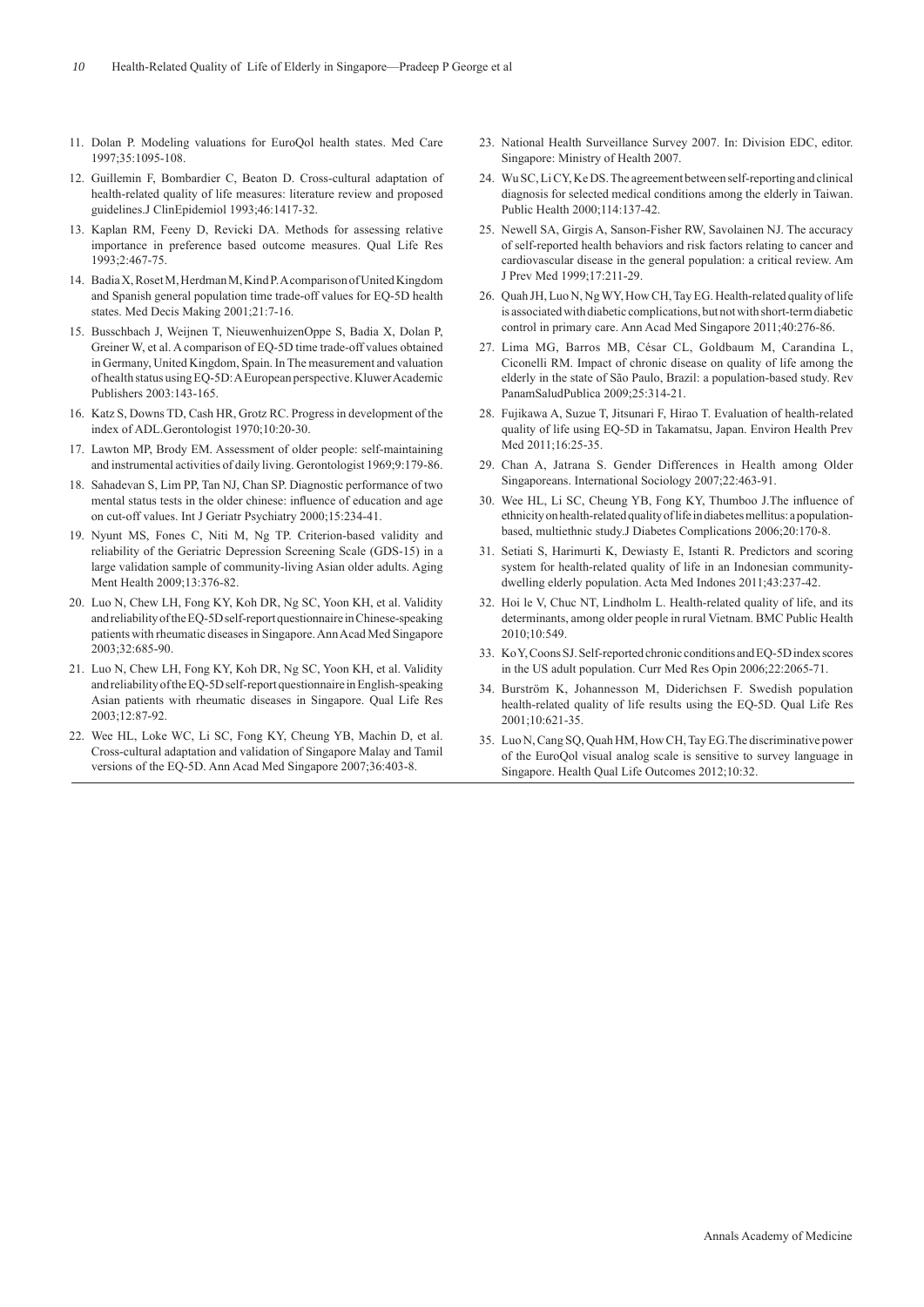11. Dolan P. Modeling valuations for EuroQol health states. Med Care 1997;35:1095-108.
12. Guillemin F, Bombardier C, Beaton D. Cross-cultural adaptation of health-related quality of life measures: literature review and proposed guidelines.J ClinEpidemiol 1993;46:1417-32.
13. Kaplan RM, Feeny D, Revicki DA. Methods for assessing relative importance in preference based outcome measures. Qual Life Res 1993;2:467-75.
14. Badia X, Roset M, Herdman M, Kind P. A comparison of United Kingdom and Spanish general population time trade-off values for EQ-5D health states. Med Decis Making 2001;21:7-16.
15. Busschbach J, Weijnen T, NieuwenhuizenOppe S, Badia X, Dolan P, Greiner W, et al. A comparison of EQ-5D time trade-off values obtained in Germany, United Kingdom, Spain. In The measurement and valuation of health status using EQ-5D: A European perspective. Kluwer Academic Publishers 2003:143-165.
16. Katz S, Downs TD, Cash HR, Grotz RC. Progress in development of the index of ADL.Gerontologist 1970;10:20-30.
17. Lawton MP, Brody EM. Assessment of older people: self-maintaining and instrumental activities of daily living. Gerontologist 1969;9:179-86.
18. Sahadevan S, Lim PP, Tan NJ, Chan SP. Diagnostic performance of two mental status tests in the older chinese: influence of education and age on cut-off values. Int J Geriatr Psychiatry 2000;15:234-41.
19. Nyunt MS, Fones C, Niti M, Ng TP. Criterion-based validity and reliability of the Geriatric Depression Screening Scale (GDS-15) in a large validation sample of community-living Asian older adults. Aging Ment Health 2009;13:376-82.
20. Luo N, Chew LH, Fong KY, Koh DR, Ng SC, Yoon KH, et al. Validity and reliability of the EQ-5D self-report questionnaire in Chinese-speaking patients with rheumatic diseases in Singapore. Ann Acad Med Singapore 2003;32:685-90.
21. Luo N, Chew LH, Fong KY, Koh DR, Ng SC, Yoon KH, et al. Validity and reliability of the EQ-5D self-report questionnaire in English-speaking Asian patients with rheumatic diseases in Singapore. Qual Life Res 2003;12:87-92.
22. Wee HL, Loke WC, Li SC, Fong KY, Cheung YB, Machin D, et al. Cross-cultural adaptation and validation of Singapore Malay and Tamil versions of the EQ-5D. Ann Acad Med Singapore 2007;36:403-8.
23. National Health Surveillance Survey 2007. In: Division EDC, editor. Singapore: Ministry of Health 2007.
24. Wu SC, Li CY, Ke DS. The agreement between self-reporting and clinical diagnosis for selected medical conditions among the elderly in Taiwan. Public Health 2000;114:137-42.
25. Newell SA, Girgis A, Sanson-Fisher RW, Savolainen NJ. The accuracy of self-reported health behaviors and risk factors relating to cancer and cardiovascular disease in the general population: a critical review. Am J Prev Med 1999;17:211-29.
26. Quah JH, Luo N, Ng WY, How CH, Tay EG. Health-related quality of life is associated with diabetic complications, but not with short-term diabetic control in primary care. Ann Acad Med Singapore 2011;40:276-86.
27. Lima MG, Barros MB, César CL, Goldbaum M, Carandina L, Ciconelli RM. Impact of chronic disease on quality of life among the elderly in the state of São Paulo, Brazil: a population-based study. Rev PanamSaludPublica 2009;25:314-21.
28. Fujikawa A, Suzue T, Jitsunari F, Hirao T. Evaluation of health-related quality of life using EQ-5D in Takamatsu, Japan. Environ Health Prev Med 2011;16:25-35.
29. Chan A, Jatrana S. Gender Differences in Health among Older Singaporeans. International Sociology 2007;22:463-91.
30. Wee HL, Li SC, Cheung YB, Fong KY, Thumboo J.The influence of ethnicity on health-related quality of life in diabetes mellitus: a population-based, multiethnic study.J Diabetes Complications 2006;20:170-8.
31. Setiati S, Harimurti K, Dewiasty E, Istanti R. Predictors and scoring system for health-related quality of life in an Indonesian community-dwelling elderly population. Acta Med Indones 2011;43:237-42.
32. Hoi le V, Chuc NT, Lindholm L. Health-related quality of life, and its determinants, among older people in rural Vietnam. BMC Public Health 2010;10:549.
33. Ko Y, Coons SJ. Self-reported chronic conditions and EQ-5D index scores in the US adult population. Curr Med Res Opin 2006;22:2065-71.
34. Burström K, Johannesson M, Diderichsen F. Swedish population health-related quality of life results using the EQ-5D. Qual Life Res 2001;10:621-35.
35. Luo N, Cang SQ, Quah HM, How CH, Tay EG.The discriminative power of the EuroQol visual analog scale is sensitive to survey language in Singapore. Health Qual Life Outcomes 2012;10:32.